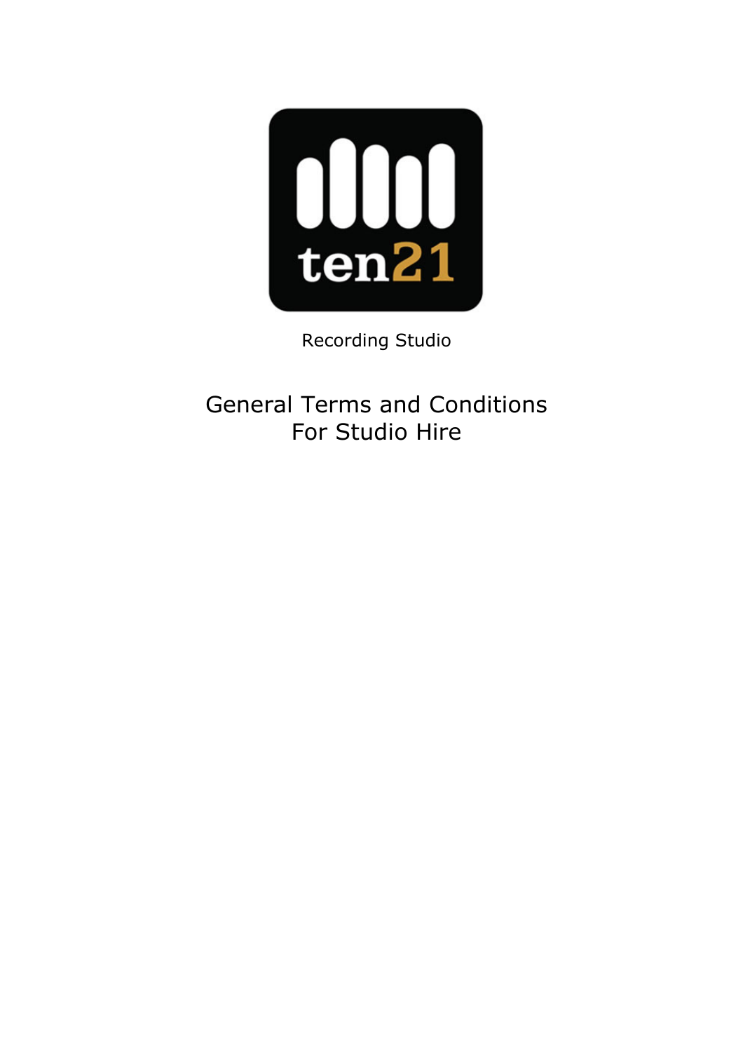ten21

Recording Studio

# General Terms and Conditions For Studio Hire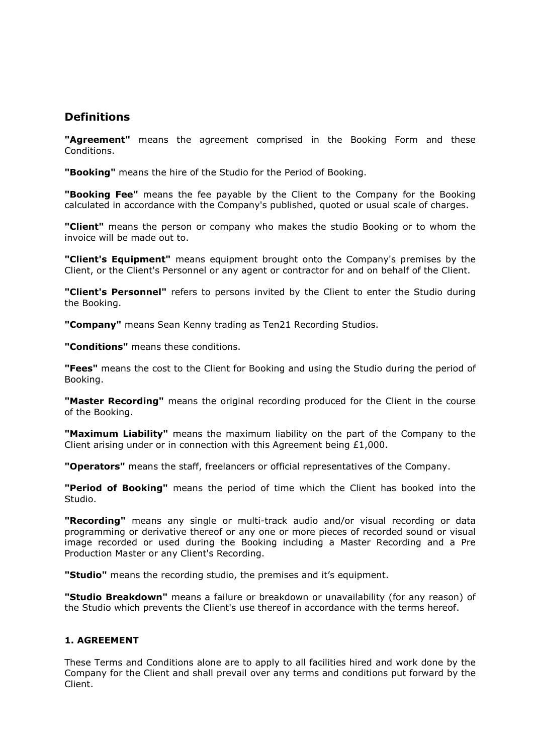## Definitions

**"Agreement"** means the agreement comprised in the Booking Form and these Conditions.

**"Booking"** means the hire of the Studio for the Period of Booking.

**"Booking Fee"** means the fee payable by the Client to the Company for the Booking calculated in accordance with the Company's published, quoted or usual scale of charges.

**"Client"** means the person or company who makes the studio Booking or to whom the invoice will be made out to.

**"Client's Equipment"** means equipment brought onto the Company's premises by the Client, or the Client's Personnel or any agent or contractor for and on behalf of the Client.

**"Client's Personnel"** refers to persons invited by the Client to enter the Studio during the Booking.

**"Company"** means Sean Kenny trading as Ten21 Recording Studios.

**"Conditions"** means these conditions.

**"Fees"** means the cost to the Client for Booking and using the Studio during the period of Booking.

**"Master Recording"** means the original recording produced for the Client in the course of the Booking.

**"Maximum Liability"** means the maximum liability on the part of the Company to the Client arising under or in connection with this Agreement being £1,000.

**"Operators"** means the staff, freelancers or official representatives of the Company.

**"Period of Booking"** means the period of time which the Client has booked into the Studio.

**"Recording"** means any single or multi-track audio and/or visual recording or data programming or derivative thereof or any one or more pieces of recorded sound or visual image recorded or used during the Booking including a Master Recording and a Pre Production Master or any Client's Recording.

**"Studio"** means the recording studio, the premises and it's equipment.

**"Studio Breakdown"** means a failure or breakdown or unavailability (for any reason) of the Studio which prevents the Client's use thereof in accordance with the terms hereof.

#### 1. AGREEMENT

These Terms and Conditions alone are to apply to all facilities hired and work done by the Company for the Client and shall prevail over any terms and conditions put forward by the Client.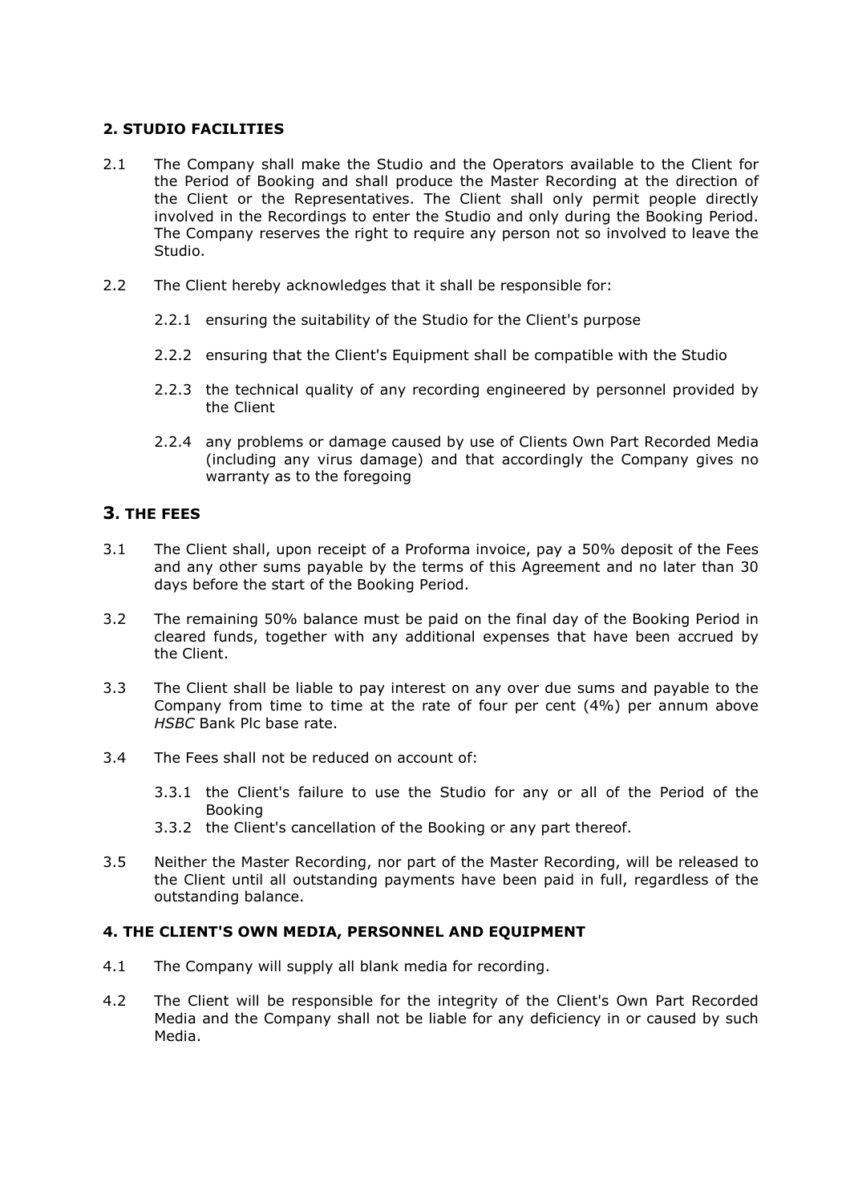## 2. STUDIO FACILITIES

2.1 The Company shall make the Studio and the Operators available to the Client for the Period of Booking and shall produce the Master Recording at the direction of the Client or the Representatives. The Client shall only permit people directly involved in the Recordings to enter the Studio and only during the Booking Period. The Company reserves the right to require any person not so involved to leave the Studio.

2.2 The Client hereby acknowledges that it shall be responsible for:

2.2.1 ensuring the suitability of the Studio for the Client's purpose

2.2.2 ensuring that the Client's Equipment shall be compatible with the Studio

2.2.3 the technical quality of any recording engineered by personnel provided by the Client

2.2.4 any problems or damage caused by use of Clients Own Part Recorded Media (including any virus damage) and that accordingly the Company gives no warranty as to the foregoing

## 3. THE FEES

3.1 The Client shall, upon receipt of a Proforma invoice, pay a 50% deposit of the Fees and any other sums payable by the terms of this Agreement and no later than 30 days before the start of the Booking Period.

3.2 The remaining 50% balance must be paid on the final day of the Booking Period in cleared funds, together with any additional expenses that have been accrued by the Client.

3.3 The Client shall be liable to pay interest on any over due sums and payable to the Company from time to time at the rate of four per cent (4%) per annum above *HSBC* Bank Plc base rate.

3.4 The Fees shall not be reduced on account of:

3.3.1 the Client's failure to use the Studio for any or all of the Period of the Booking

3.3.2 the Client's cancellation of the Booking or any part thereof.

3.5 Neither the Master Recording, nor part of the Master Recording, will be released to the Client until all outstanding payments have been paid in full, regardless of the outstanding balance.

## 4. THE CLIENT'S OWN MEDIA, PERSONNEL AND EQUIPMENT

4.1 The Company will supply all blank media for recording.

4.2 The Client will be responsible for the integrity of the Client's Own Part Recorded Media and the Company shall not be liable for any deficiency in or caused by such Media.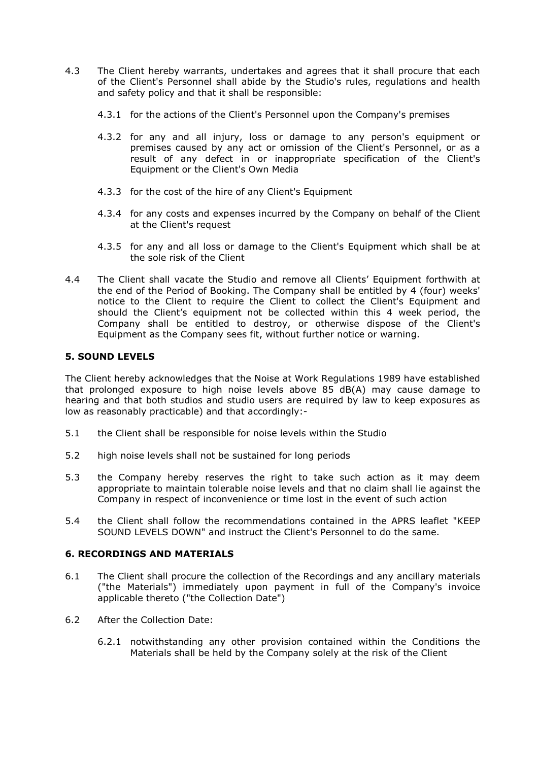4.3 The Client hereby warrants, undertakes and agrees that it shall procure that each of the Client's Personnel shall abide by the Studio's rules, regulations and health and safety policy and that it shall be responsible:

4.3.1 for the actions of the Client's Personnel upon the Company's premises

4.3.2 for any and all injury, loss or damage to any person's equipment or premises caused by any act or omission of the Client's Personnel, or as a result of any defect in or inappropriate specification of the Client's Equipment or the Client's Own Media

4.3.3 for the cost of the hire of any Client's Equipment

4.3.4 for any costs and expenses incurred by the Company on behalf of the Client at the Client's request

4.3.5 for any and all loss or damage to the Client's Equipment which shall be at the sole risk of the Client

4.4 The Client shall vacate the Studio and remove all Clients' Equipment forthwith at the end of the Period of Booking. The Company shall be entitled by 4 (four) weeks' notice to the Client to require the Client to collect the Client's Equipment and should the Client's equipment not be collected within this 4 week period, the Company shall be entitled to destroy, or otherwise dispose of the Client's Equipment as the Company sees fit, without further notice or warning.

### 5. SOUND LEVELS

The Client hereby acknowledges that the Noise at Work Regulations 1989 have established that prolonged exposure to high noise levels above 85 dB(A) may cause damage to hearing and that both studios and studio users are required by law to keep exposures as low as reasonably practicable) and that accordingly:-

5.1 the Client shall be responsible for noise levels within the Studio

5.2 high noise levels shall not be sustained for long periods

5.3 the Company hereby reserves the right to take such action as it may deem appropriate to maintain tolerable noise levels and that no claim shall lie against the Company in respect of inconvenience or time lost in the event of such action

5.4 the Client shall follow the recommendations contained in the APRS leaflet "KEEP SOUND LEVELS DOWN" and instruct the Client's Personnel to do the same.

### 6. RECORDINGS AND MATERIALS

6.1 The Client shall procure the collection of the Recordings and any ancillary materials ("the Materials") immediately upon payment in full of the Company's invoice applicable thereto ("the Collection Date")

6.2 After the Collection Date:

6.2.1 notwithstanding any other provision contained within the Conditions the Materials shall be held by the Company solely at the risk of the Client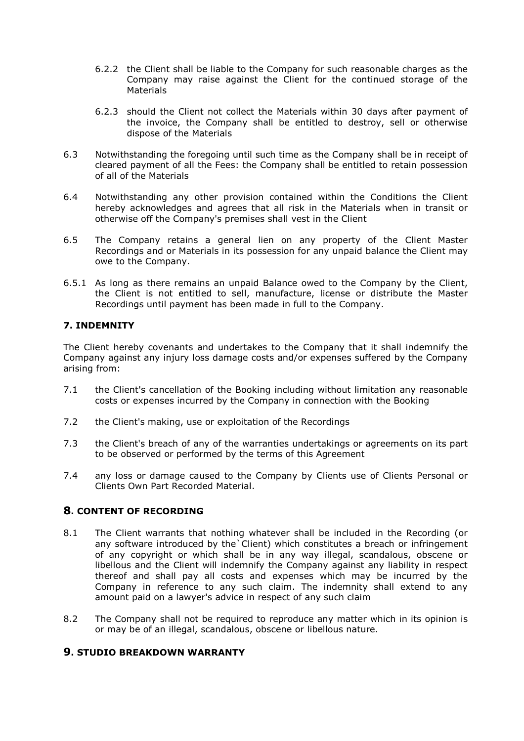6.2.2 the Client shall be liable to the Company for such reasonable charges as the Company may raise against the Client for the continued storage of the Materials

6.2.3 should the Client not collect the Materials within 30 days after payment of the invoice, the Company shall be entitled to destroy, sell or otherwise dispose of the Materials

6.3 Notwithstanding the foregoing until such time as the Company shall be in receipt of cleared payment of all the Fees: the Company shall be entitled to retain possession of all of the Materials

6.4 Notwithstanding any other provision contained within the Conditions the Client hereby acknowledges and agrees that all risk in the Materials when in transit or otherwise off the Company's premises shall vest in the Client

6.5 The Company retains a general lien on any property of the Client Master Recordings and or Materials in its possession for any unpaid balance the Client may owe to the Company.

6.5.1 As long as there remains an unpaid Balance owed to the Company by the Client, the Client is not entitled to sell, manufacture, license or distribute the Master Recordings until payment has been made in full to the Company.

**7. INDEMNITY**

The Client hereby covenants and undertakes to the Company that it shall indemnify the Company against any injury loss damage costs and/or expenses suffered by the Company arising from:

7.1 the Client's cancellation of the Booking including without limitation any reasonable costs or expenses incurred by the Company in connection with the Booking

7.2 the Client's making, use or exploitation of the Recordings

7.3 the Client's breach of any of the warranties undertakings or agreements on its part to be observed or performed by the terms of this Agreement

7.4 any loss or damage caused to the Company by Clients use of Clients Personal or Clients Own Part Recorded Material.

## 8. CONTENT OF RECORDING

8.1 The Client warrants that nothing whatever shall be included in the Recording (or any software introduced by the`Client) which constitutes a breach or infringement of any copyright or which shall be in any way illegal, scandalous, obscene or libellous and the Client will indemnify the Company against any liability in respect thereof and shall pay all costs and expenses which may be incurred by the Company in reference to any such claim. The indemnity shall extend to any amount paid on a lawyer's advice in respect of any such claim

8.2 The Company shall not be required to reproduce any matter which in its opinion is or may be of an illegal, scandalous, obscene or libellous nature.

## 9. STUDIO BREAKDOWN WARRANTY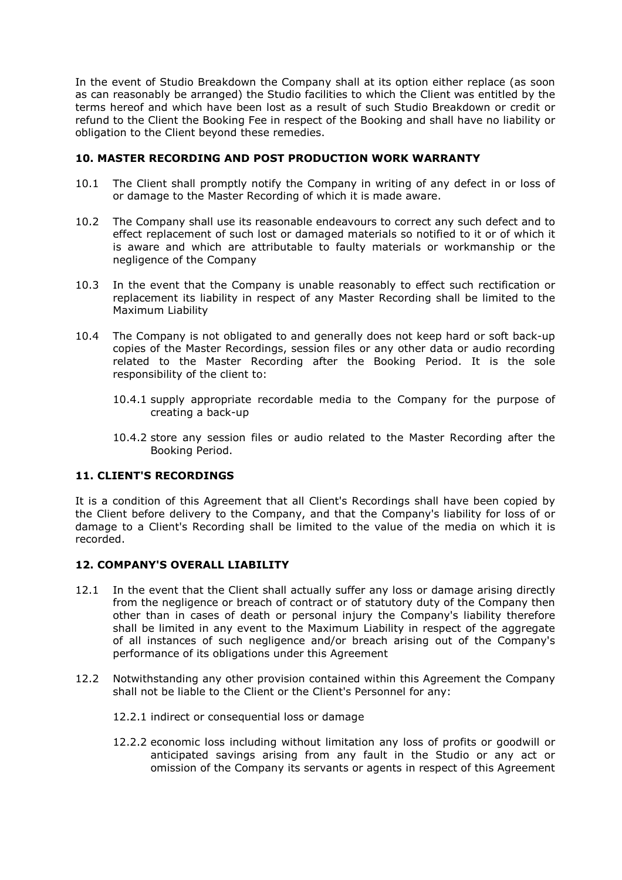In the event of Studio Breakdown the Company shall at its option either replace (as soon as can reasonably be arranged) the Studio facilities to which the Client was entitled by the terms hereof and which have been lost as a result of such Studio Breakdown or credit or refund to the Client the Booking Fee in respect of the Booking and shall have no liability or obligation to the Client beyond these remedies.

## 10. MASTER RECORDING AND POST PRODUCTION WORK WARRANTY

10.1 The Client shall promptly notify the Company in writing of any defect in or loss of or damage to the Master Recording of which it is made aware.

10.2 The Company shall use its reasonable endeavours to correct any such defect and to effect replacement of such lost or damaged materials so notified to it or of which it is aware and which are attributable to faulty materials or workmanship or the negligence of the Company

10.3 In the event that the Company is unable reasonably to effect such rectification or replacement its liability in respect of any Master Recording shall be limited to the Maximum Liability

10.4 The Company is not obligated to and generally does not keep hard or soft back-up copies of the Master Recordings, session files or any other data or audio recording related to the Master Recording after the Booking Period. It is the sole responsibility of the client to:

10.4.1 supply appropriate recordable media to the Company for the purpose of creating a back-up

10.4.2 store any session files or audio related to the Master Recording after the Booking Period.

## 11. CLIENT'S RECORDINGS

It is a condition of this Agreement that all Client's Recordings shall have been copied by the Client before delivery to the Company, and that the Company's liability for loss of or damage to a Client's Recording shall be limited to the value of the media on which it is recorded.

## 12. COMPANY'S OVERALL LIABILITY

12.1 In the event that the Client shall actually suffer any loss or damage arising directly from the negligence or breach of contract or of statutory duty of the Company then other than in cases of death or personal injury the Company's liability therefore shall be limited in any event to the Maximum Liability in respect of the aggregate of all instances of such negligence and/or breach arising out of the Company's performance of its obligations under this Agreement

12.2 Notwithstanding any other provision contained within this Agreement the Company shall not be liable to the Client or the Client's Personnel for any:

12.2.1 indirect or consequential loss or damage

12.2.2 economic loss including without limitation any loss of profits or goodwill or anticipated savings arising from any fault in the Studio or any act or omission of the Company its servants or agents in respect of this Agreement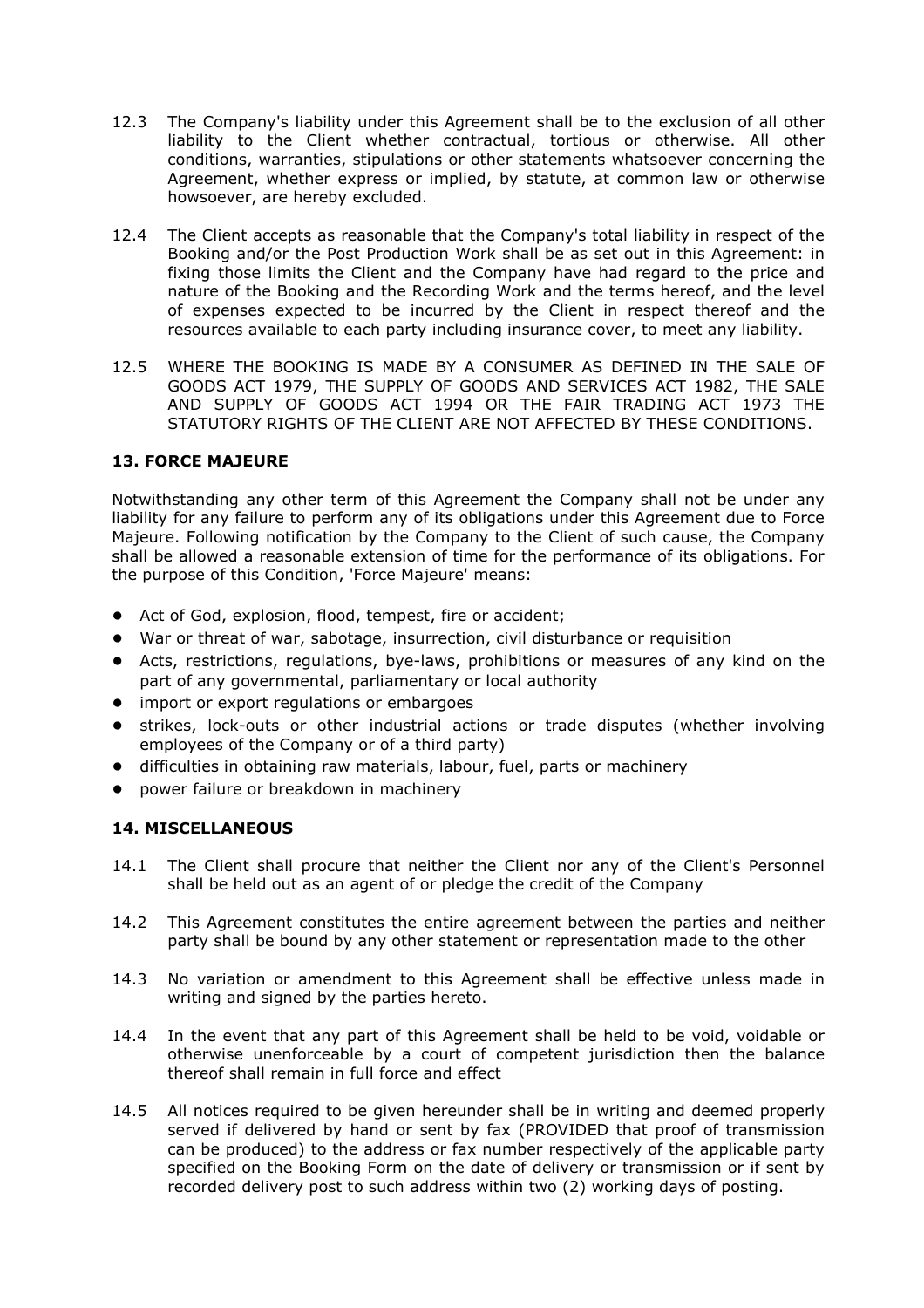12.3 The Company's liability under this Agreement shall be to the exclusion of all other liability to the Client whether contractual, tortious or otherwise. All other conditions, warranties, stipulations or other statements whatsoever concerning the Agreement, whether express or implied, by statute, at common law or otherwise howsoever, are hereby excluded.

12.4 The Client accepts as reasonable that the Company's total liability in respect of the Booking and/or the Post Production Work shall be as set out in this Agreement: in fixing those limits the Client and the Company have had regard to the price and nature of the Booking and the Recording Work and the terms hereof, and the level of expenses expected to be incurred by the Client in respect thereof and the resources available to each party including insurance cover, to meet any liability.

12.5 WHERE THE BOOKING IS MADE BY A CONSUMER AS DEFINED IN THE SALE OF GOODS ACT 1979, THE SUPPLY OF GOODS AND SERVICES ACT 1982, THE SALE AND SUPPLY OF GOODS ACT 1994 OR THE FAIR TRADING ACT 1973 THE STATUTORY RIGHTS OF THE CLIENT ARE NOT AFFECTED BY THESE CONDITIONS.

### 13. FORCE MAJEURE

Notwithstanding any other term of this Agreement the Company shall not be under any liability for any failure to perform any of its obligations under this Agreement due to Force Majeure. Following notification by the Company to the Client of such cause, the Company shall be allowed a reasonable extension of time for the performance of its obligations. For the purpose of this Condition, 'Force Majeure' means:

- Act of God, explosion, flood, tempest, fire or accident;
- War or threat of war, sabotage, insurrection, civil disturbance or requisition
- Acts, restrictions, regulations, bye-laws, prohibitions or measures of any kind on the part of any governmental, parliamentary or local authority
- import or export regulations or embargoes
- strikes, lock-outs or other industrial actions or trade disputes (whether involving employees of the Company or of a third party)
- difficulties in obtaining raw materials, labour, fuel, parts or machinery
- power failure or breakdown in machinery

### 14. MISCELLANEOUS

14.1 The Client shall procure that neither the Client nor any of the Client's Personnel shall be held out as an agent of or pledge the credit of the Company

14.2 This Agreement constitutes the entire agreement between the parties and neither party shall be bound by any other statement or representation made to the other

14.3 No variation or amendment to this Agreement shall be effective unless made in writing and signed by the parties hereto.

14.4 In the event that any part of this Agreement shall be held to be void, voidable or otherwise unenforceable by a court of competent jurisdiction then the balance thereof shall remain in full force and effect

14.5 All notices required to be given hereunder shall be in writing and deemed properly served if delivered by hand or sent by fax (PROVIDED that proof of transmission can be produced) to the address or fax number respectively of the applicable party specified on the Booking Form on the date of delivery or transmission or if sent by recorded delivery post to such address within two (2) working days of posting.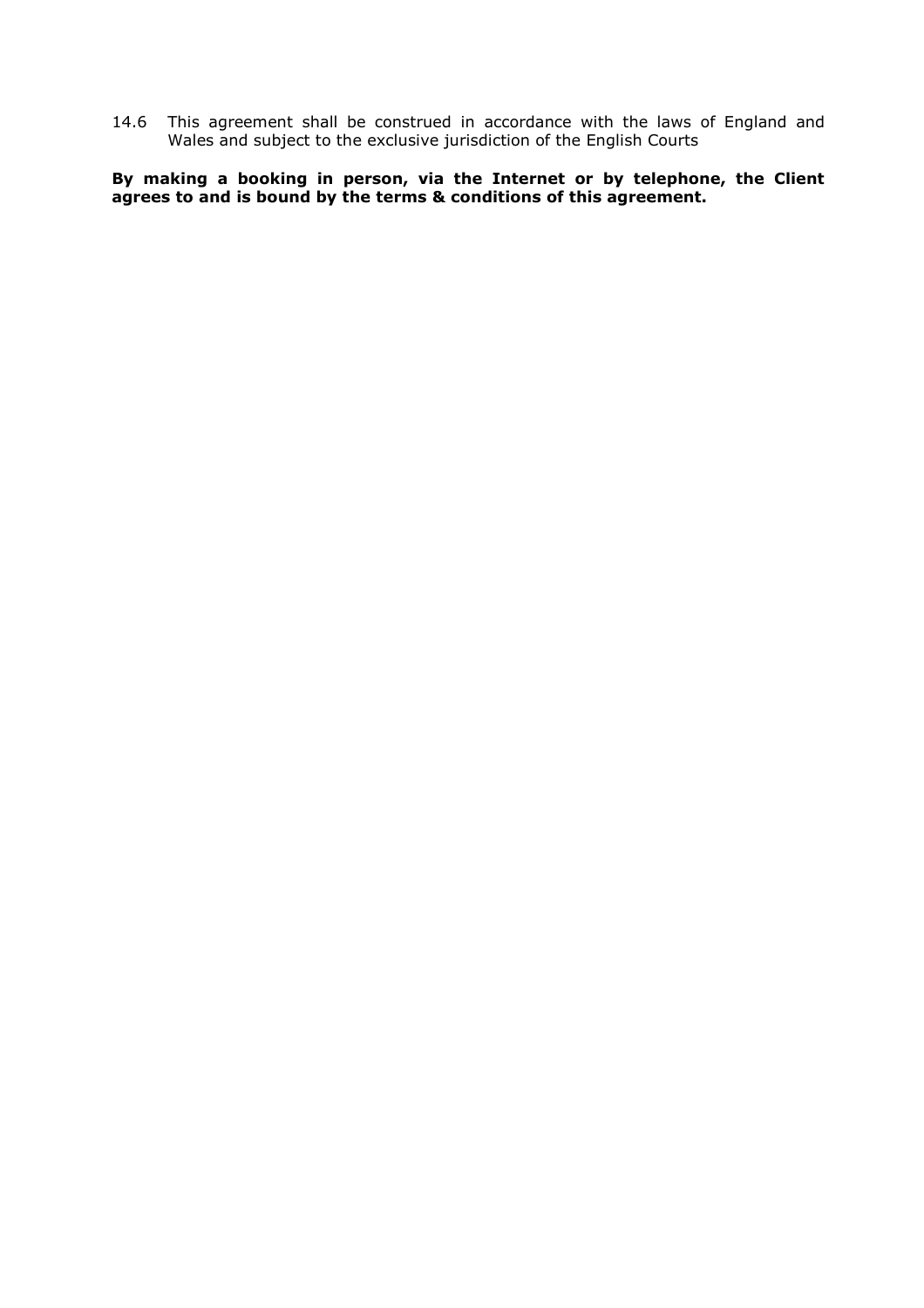14.6 This agreement shall be construed in accordance with the laws of England and Wales and subject to the exclusive jurisdiction of the English Courts

**By making a booking in person, via the Internet or by telephone, the Client agrees to and is bound by the terms & conditions of this agreement.**